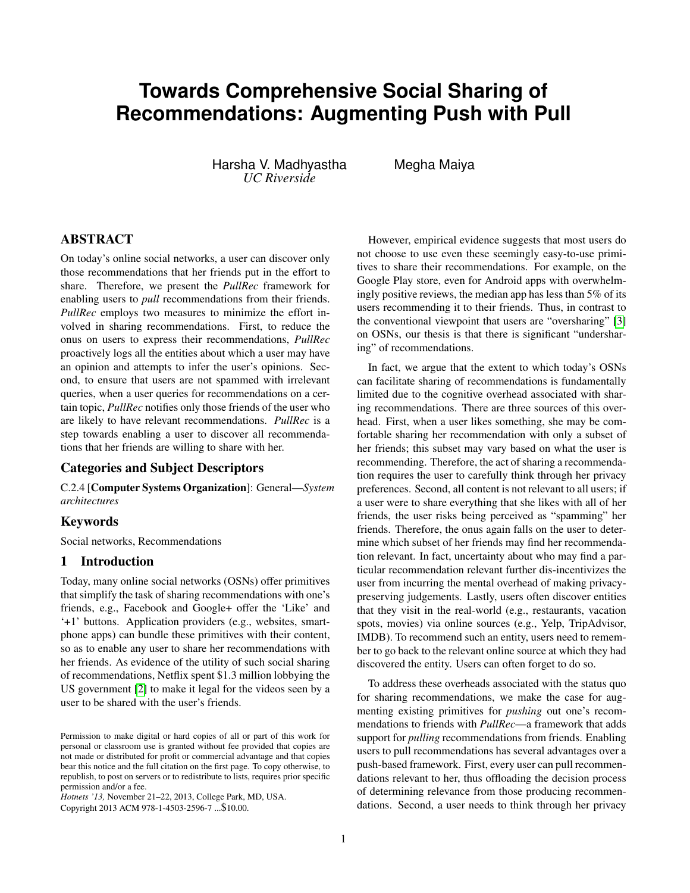# Towards Comprehensive Social Sharing of Recommendations: Augmenting Push with Pull

Harsha V. Madhyastha
*UC Riverside*

Megha Maiya

## ABSTRACT

On today's online social networks, a user can discover only those recommendations that her friends put in the effort to share. Therefore, we present the *PullRec* framework for enabling users to *pull* recommendations from their friends. *PullRec* employs two measures to minimize the effort involved in sharing recommendations. First, to reduce the onus on users to express their recommendations, *PullRec* proactively logs all the entities about which a user may have an opinion and attempts to infer the user's opinions. Second, to ensure that users are not spammed with irrelevant queries, when a user queries for recommendations on a certain topic, *PullRec* notifies only those friends of the user who are likely to have relevant recommendations. *PullRec* is a step towards enabling a user to discover all recommendations that her friends are willing to share with her.

### Categories and Subject Descriptors

C.2.4 [**Computer Systems Organization**]: General—*System architectures*

### Keywords

Social networks, Recommendations

## 1 Introduction

Today, many online social networks (OSNs) offer primitives that simplify the task of sharing recommendations with one's friends, e.g., Facebook and Google+ offer the 'Like' and '+1' buttons. Application providers (e.g., websites, smartphone apps) can bundle these primitives with their content, so as to enable any user to share her recommendations with her friends. As evidence of the utility of such social sharing of recommendations, Netflix spent $1.3 million lobbying the US government [2] to make it legal for the videos seen by a user to be shared with the user's friends.

Permission to make digital or hard copies of all or part of this work for personal or classroom use is granted without fee provided that copies are not made or distributed for profit or commercial advantage and that copies bear this notice and the full citation on the first page. To copy otherwise, to republish, to post on servers or to redistribute to lists, requires prior specific permission and/or a fee.
*Hotnets '13,* November 21–22, 2013, College Park, MD, USA.
Copyright 2013 ACM 978-1-4503-2596-7 ...$10.00.

However, empirical evidence suggests that most users do not choose to use even these seemingly easy-to-use primitives to share their recommendations. For example, on the Google Play store, even for Android apps with overwhelmingly positive reviews, the median app has less than 5% of its users recommending it to their friends. Thus, in contrast to the conventional viewpoint that users are "oversharing" [3] on OSNs, our thesis is that there is significant "undersharing" of recommendations.

In fact, we argue that the extent to which today's OSNs can facilitate sharing of recommendations is fundamentally limited due to the cognitive overhead associated with sharing recommendations. There are three sources of this overhead. First, when a user likes something, she may be comfortable sharing her recommendation with only a subset of her friends; this subset may vary based on what the user is recommending. Therefore, the act of sharing a recommendation requires the user to carefully think through her privacy preferences. Second, all content is not relevant to all users; if a user were to share everything that she likes with all of her friends, the user risks being perceived as "spamming" her friends. Therefore, the onus again falls on the user to determine which subset of her friends may find her recommendation relevant. In fact, uncertainty about who may find a particular recommendation relevant further dis-incentivizes the user from incurring the mental overhead of making privacy-preserving judgements. Lastly, users often discover entities that they visit in the real-world (e.g., restaurants, vacation spots, movies) via online sources (e.g., Yelp, TripAdvisor, IMDB). To recommend such an entity, users need to remember to go back to the relevant online source at which they had discovered the entity. Users can often forget to do so.

To address these overheads associated with the status quo for sharing recommendations, we make the case for augmenting existing primitives for *pushing* out one's recommendations to friends with *PullRec*—a framework that adds support for *pulling* recommendations from friends. Enabling users to pull recommendations has several advantages over a push-based framework. First, every user can pull recommendations relevant to her, thus offloading the decision process of determining relevance from those producing recommendations. Second, a user needs to think through her privacy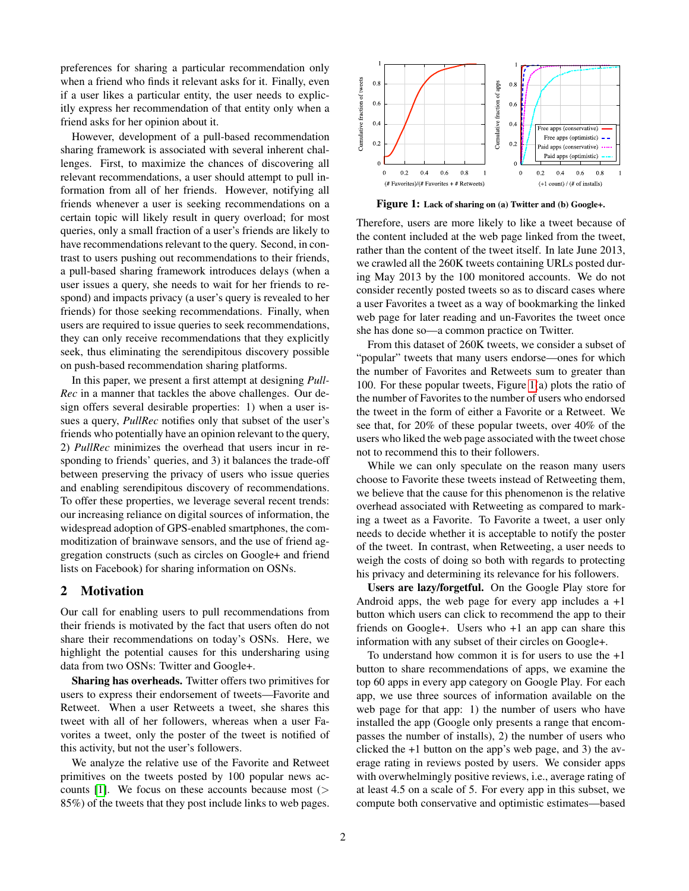preferences for sharing a particular recommendation only when a friend who finds it relevant asks for it. Finally, even if a user likes a particular entity, the user needs to explicitly express her recommendation of that entity only when a friend asks for her opinion about it.

However, development of a pull-based recommendation sharing framework is associated with several inherent challenges. First, to maximize the chances of discovering all relevant recommendations, a user should attempt to pull information from all of her friends. However, notifying all friends whenever a user is seeking recommendations on a certain topic will likely result in query overload; for most queries, only a small fraction of a user's friends are likely to have recommendations relevant to the query. Second, in contrast to users pushing out recommendations to their friends, a pull-based sharing framework introduces delays (when a user issues a query, she needs to wait for her friends to respond) and impacts privacy (a user's query is revealed to her friends) for those seeking recommendations. Finally, when users are required to issue queries to seek recommendations, they can only receive recommendations that they explicitly seek, thus eliminating the serendipitous discovery possible on push-based recommendation sharing platforms.

In this paper, we present a first attempt at designing *PullRec* in a manner that tackles the above challenges. Our design offers several desirable properties: 1) when a user issues a query, *PullRec* notifies only that subset of the user's friends who potentially have an opinion relevant to the query, 2) *PullRec* minimizes the overhead that users incur in responding to friends' queries, and 3) it balances the trade-off between preserving the privacy of users who issue queries and enabling serendipitous discovery of recommendations. To offer these properties, we leverage several recent trends: our increasing reliance on digital sources of information, the widespread adoption of GPS-enabled smartphones, the commoditization of brainwave sensors, and the use of friend aggregation constructs (such as circles on Google+ and friend lists on Facebook) for sharing information on OSNs.

## 2 Motivation

Our call for enabling users to pull recommendations from their friends is motivated by the fact that users often do not share their recommendations on today's OSNs. Here, we highlight the potential causes for this undersharing using data from two OSNs: Twitter and Google+.

**Sharing has overheads.** Twitter offers two primitives for users to express their endorsement of tweets—Favorite and Retweet. When a user Retweets a tweet, she shares this tweet with all of her followers, whereas when a user Favorites a tweet, only the poster of the tweet is notified of this activity, but not the user's followers.

We analyze the relative use of the Favorite and Retweet primitives on the tweets posted by 100 popular news accounts [1]. We focus on these accounts because most (> 85%) of the tweets that they post include links to web pages.

Cumulative fraction of tweets
0 0.2 0.4 0.6 0.8 1
(# Favorites)/(# Favorites + # Retweets)

Cumulative fraction of apps
Free apps (conservative)
Free apps (optimistic)
Paid apps (conservative)
Paid apps (optimistic)
0 0.2 0.4 0.6 0.8 1
(+1 count) / (# of installs)

**Figure 1:** Lack of sharing on (a) Twitter and (b) Google+.

Therefore, users are more likely to like a tweet because of the content included at the web page linked from the tweet, rather than the content of the tweet itself. In late June 2013, we crawled all the 260K tweets containing URLs posted during May 2013 by the 100 monitored accounts. We do not consider recently posted tweets so as to discard cases where a user Favorites a tweet as a way of bookmarking the linked web page for later reading and un-Favorites the tweet once she has done so—a common practice on Twitter.

From this dataset of 260K tweets, we consider a subset of "popular" tweets that many users endorse—ones for which the number of Favorites and Retweets sum to greater than 100. For these popular tweets, Figure 1(a) plots the ratio of the number of Favorites to the number of users who endorsed the tweet in the form of either a Favorite or a Retweet. We see that, for 20% of these popular tweets, over 40% of the users who liked the web page associated with the tweet chose not to recommend this to their followers.

While we can only speculate on the reason many users choose to Favorite these tweets instead of Retweeting them, we believe that the cause for this phenomenon is the relative overhead associated with Retweeting as compared to marking a tweet as a Favorite. To Favorite a tweet, a user only needs to decide whether it is acceptable to notify the poster of the tweet. In contrast, when Retweeting, a user needs to weigh the costs of doing so both with regards to protecting his privacy and determining its relevance for his followers.

**Users are lazy/forgetful.** On the Google Play store for Android apps, the web page for every app includes a +1 button which users can click to recommend the app to their friends on Google+. Users who +1 an app can share this information with any subset of their circles on Google+.

To understand how common it is for users to use the +1 button to share recommendations of apps, we examine the top 60 apps in every app category on Google Play. For each app, we use three sources of information available on the web page for that app: 1) the number of users who have installed the app (Google only presents a range that encompasses the number of installs), 2) the number of users who clicked the +1 button on the app's web page, and 3) the average rating in reviews posted by users. We consider apps with overwhelmingly positive reviews, i.e., average rating of at least 4.5 on a scale of 5. For every app in this subset, we compute both conservative and optimistic estimates—based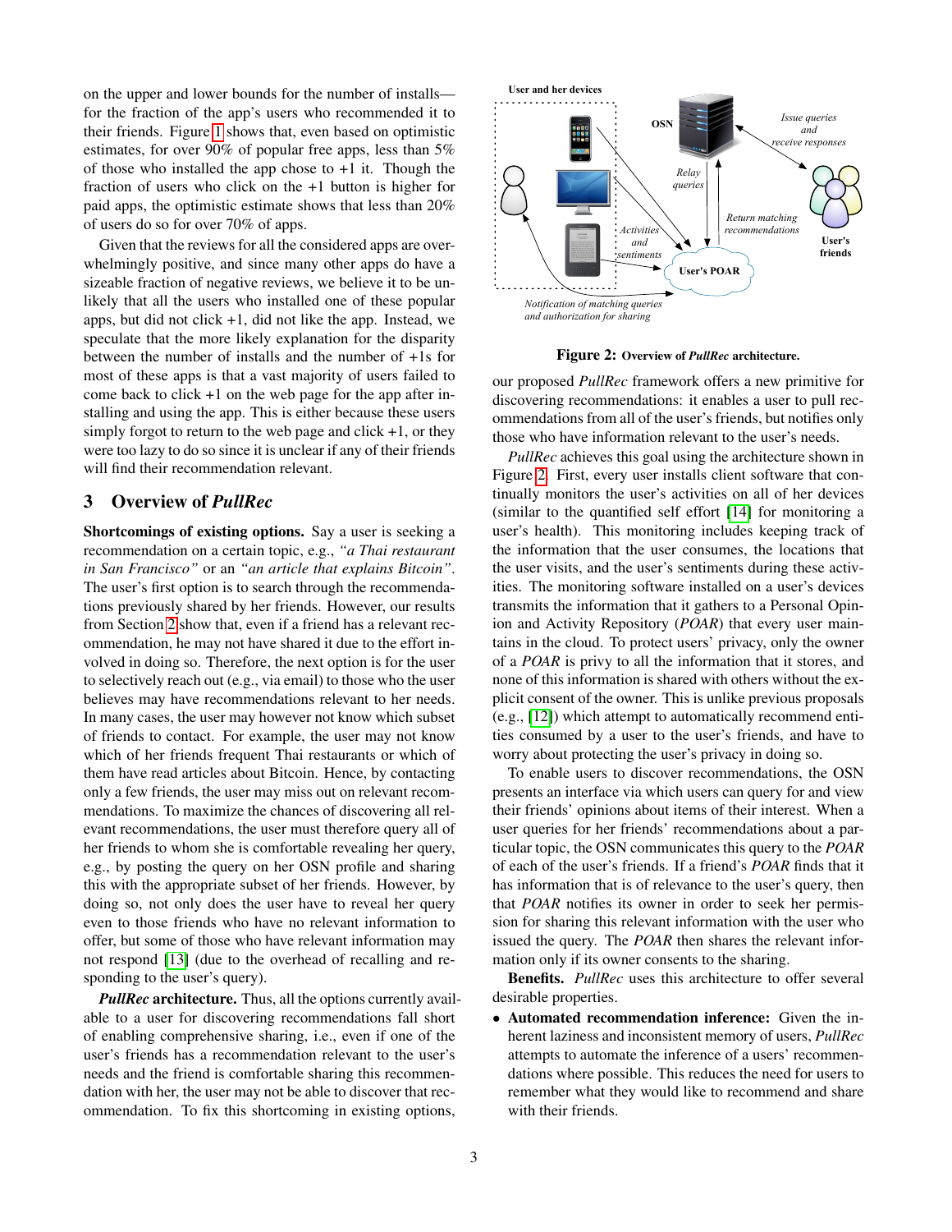on the upper and lower bounds for the number of installs—for the fraction of the app's users who recommended it to their friends. Figure 1 shows that, even based on optimistic estimates, for over 90% of popular free apps, less than 5% of those who installed the app chose to +1 it. Though the fraction of users who click on the +1 button is higher for paid apps, the optimistic estimate shows that less than 20% of users do so for over 70% of apps.

Given that the reviews for all the considered apps are overwhelmingly positive, and since many other apps do have a sizeable fraction of negative reviews, we believe it to be unlikely that all the users who installed one of these popular apps, but did not click +1, did not like the app. Instead, we speculate that the more likely explanation for the disparity between the number of installs and the number of +1s for most of these apps is that a vast majority of users failed to come back to click +1 on the web page for the app after installing and using the app. This is either because these users simply forgot to return to the web page and click +1, or they were too lazy to do so since it is unclear if any of their friends will find their recommendation relevant.

## 3 Overview of *PullRec*

**Shortcomings of existing options.** Say a user is seeking a recommendation on a certain topic, e.g., *"a Thai restaurant in San Francisco"* or an *"an article that explains Bitcoin"*. The user's first option is to search through the recommendations previously shared by her friends. However, our results from Section 2 show that, even if a friend has a relevant recommendation, he may not have shared it due to the effort involved in doing so. Therefore, the next option is for the user to selectively reach out (e.g., via email) to those who the user believes may have recommendations relevant to her needs. In many cases, the user may however not know which subset of friends to contact. For example, the user may not know which of her friends frequent Thai restaurants or which of them have read articles about Bitcoin. Hence, by contacting only a few friends, the user may miss out on relevant recommendations. To maximize the chances of discovering all relevant recommendations, the user must therefore query all of her friends to whom she is comfortable revealing her query, e.g., by posting the query on her OSN profile and sharing this with the appropriate subset of her friends. However, by doing so, not only does the user have to reveal her query even to those friends who have no relevant information to offer, but some of those who have relevant information may not respond [13] (due to the overhead of recalling and responding to the user's query).

***PullRec* architecture.** Thus, all the options currently available to a user for discovering recommendations fall short of enabling comprehensive sharing, i.e., even if one of the user's friends has a recommendation relevant to the user's needs and the friend is comfortable sharing this recommendation with her, the user may not be able to discover that recommendation. To fix this shortcoming in existing options,

User and her devices

OSN

Issue queries and receive responses

Relay queries

Return matching recommendations

Activities and sentiments

User's friends

User's POAR

Notification of matching queries and authorization for sharing

**Figure 2: Overview of *PullRec* architecture.**

our proposed *PullRec* framework offers a new primitive for discovering recommendations: it enables a user to pull recommendations from all of the user's friends, but notifies only those who have information relevant to the user's needs.

*PullRec* achieves this goal using the architecture shown in Figure 2. First, every user installs client software that continually monitors the user's activities on all of her devices (similar to the quantified self effort [14] for monitoring a user's health). This monitoring includes keeping track of the information that the user consumes, the locations that the user visits, and the user's sentiments during these activities. The monitoring software installed on a user's devices transmits the information that it gathers to a Personal Opinion and Activity Repository (*POAR*) that every user maintains in the cloud. To protect users' privacy, only the owner of a *POAR* is privy to all the information that it stores, and none of this information is shared with others without the explicit consent of the owner. This is unlike previous proposals (e.g., [12]) which attempt to automatically recommend entities consumed by a user to the user's friends, and have to worry about protecting the user's privacy in doing so.

To enable users to discover recommendations, the OSN presents an interface via which users can query for and view their friends' opinions about items of their interest. When a user queries for her friends' recommendations about a particular topic, the OSN communicates this query to the *POAR* of each of the user's friends. If a friend's *POAR* finds that it has information that is of relevance to the user's query, then that *POAR* notifies its owner in order to seek her permission for sharing this relevant information with the user who issued the query. The *POAR* then shares the relevant information only if its owner consents to the sharing.

**Benefits.** *PullRec* uses this architecture to offer several desirable properties.

- **Automated recommendation inference:** Given the inherent laziness and inconsistent memory of users, *PullRec* attempts to automate the inference of a users' recommendations where possible. This reduces the need for users to remember what they would like to recommend and share with their friends.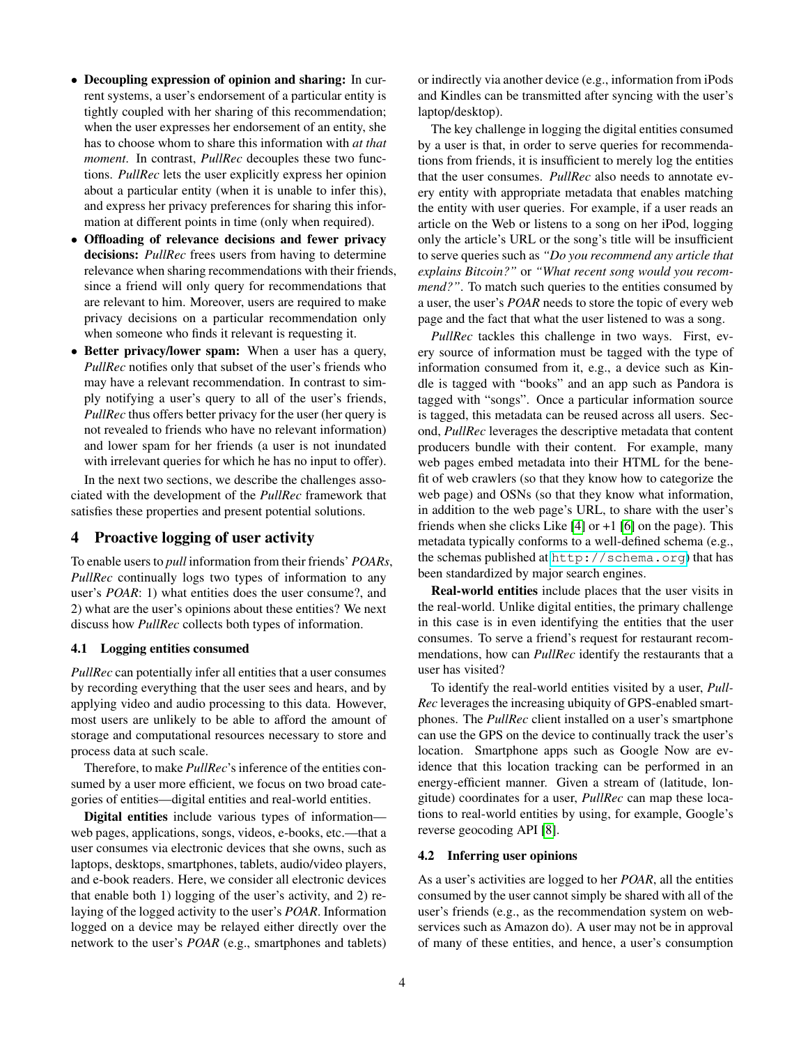- **Decoupling expression of opinion and sharing:** In current systems, a user's endorsement of a particular entity is tightly coupled with her sharing of this recommendation; when the user expresses her endorsement of an entity, she has to choose whom to share this information with *at that moment*. In contrast, *PullRec* decouples these two functions. *PullRec* lets the user explicitly express her opinion about a particular entity (when it is unable to infer this), and express her privacy preferences for sharing this information at different points in time (only when required).
- **Offloading of relevance decisions and fewer privacy decisions:** *PullRec* frees users from having to determine relevance when sharing recommendations with their friends, since a friend will only query for recommendations that are relevant to him. Moreover, users are required to make privacy decisions on a particular recommendation only when someone who finds it relevant is requesting it.
- **Better privacy/lower spam:** When a user has a query, *PullRec* notifies only that subset of the user's friends who may have a relevant recommendation. In contrast to simply notifying a user's query to all of the user's friends, *PullRec* thus offers better privacy for the user (her query is not revealed to friends who have no relevant information) and lower spam for her friends (a user is not inundated with irrelevant queries for which he has no input to offer).

In the next two sections, we describe the challenges associated with the development of the *PullRec* framework that satisfies these properties and present potential solutions.

# 4 Proactive logging of user activity

To enable users to *pull* information from their friends' *POARs*, *PullRec* continually logs two types of information to any user's *POAR*: 1) what entities does the user consume?, and 2) what are the user's opinions about these entities? We next discuss how *PullRec* collects both types of information.

## 4.1 Logging entities consumed

*PullRec* can potentially infer all entities that a user consumes by recording everything that the user sees and hears, and by applying video and audio processing to this data. However, most users are unlikely to be able to afford the amount of storage and computational resources necessary to store and process data at such scale.

Therefore, to make *PullRec*'s inference of the entities consumed by a user more efficient, we focus on two broad categories of entities—digital entities and real-world entities.

**Digital entities** include various types of information—web pages, applications, songs, videos, e-books, etc.—that a user consumes via electronic devices that she owns, such as laptops, desktops, smartphones, tablets, audio/video players, and e-book readers. Here, we consider all electronic devices that enable both 1) logging of the user's activity, and 2) relaying of the logged activity to the user's *POAR*. Information logged on a device may be relayed either directly over the network to the user's *POAR* (e.g., smartphones and tablets) or indirectly via another device (e.g., information from iPods and Kindles can be transmitted after syncing with the user's laptop/desktop).

The key challenge in logging the digital entities consumed by a user is that, in order to serve queries for recommendations from friends, it is insufficient to merely log the entities that the user consumes. *PullRec* also needs to annotate every entity with appropriate metadata that enables matching the entity with user queries. For example, if a user reads an article on the Web or listens to a song on her iPod, logging only the article's URL or the song's title will be insufficient to serve queries such as *"Do you recommend any article that explains Bitcoin?"* or *"What recent song would you recommend?"*. To match such queries to the entities consumed by a user, the user's *POAR* needs to store the topic of every web page and the fact that what the user listened to was a song.

*PullRec* tackles this challenge in two ways. First, every source of information must be tagged with the type of information consumed from it, e.g., a device such as Kindle is tagged with "books" and an app such as Pandora is tagged with "songs". Once a particular information source is tagged, this metadata can be reused across all users. Second, *PullRec* leverages the descriptive metadata that content producers bundle with their content. For example, many web pages embed metadata into their HTML for the benefit of web crawlers (so that they know how to categorize the web page) and OSNs (so that they know what information, in addition to the web page's URL, to share with the user's friends when she clicks Like [4] or +1 [6] on the page). This metadata typically conforms to a well-defined schema (e.g., the schemas published at http://schema.org) that has been standardized by major search engines.

**Real-world entities** include places that the user visits in the real-world. Unlike digital entities, the primary challenge in this case is in even identifying the entities that the user consumes. To serve a friend's request for restaurant recommendations, how can *PullRec* identify the restaurants that a user has visited?

To identify the real-world entities visited by a user, *PullRec* leverages the increasing ubiquity of GPS-enabled smartphones. The *PullRec* client installed on a user's smartphone can use the GPS on the device to continually track the user's location. Smartphone apps such as Google Now are evidence that this location tracking can be performed in an energy-efficient manner. Given a stream of (latitude, longitude) coordinates for a user, *PullRec* can map these locations to real-world entities by using, for example, Google's reverse geocoding API [8].

## 4.2 Inferring user opinions

As a user's activities are logged to her *POAR*, all the entities consumed by the user cannot simply be shared with all of the user's friends (e.g., as the recommendation system on webservices such as Amazon do). A user may not be in approval of many of these entities, and hence, a user's consumption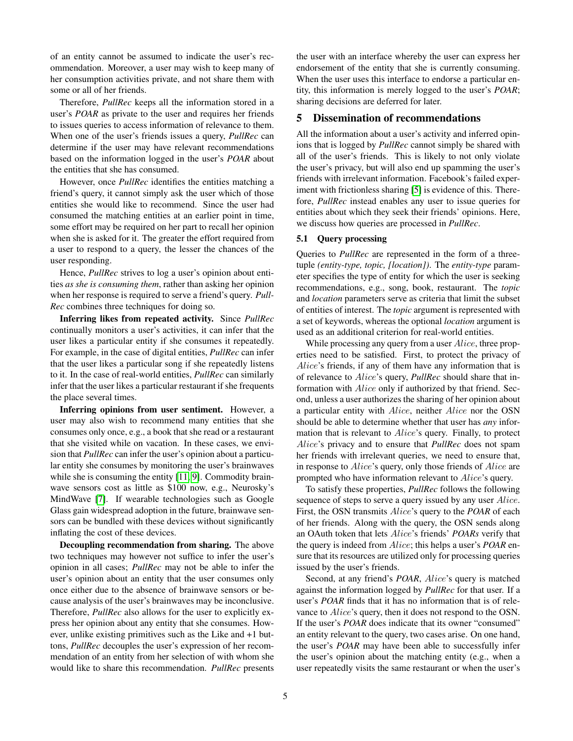of an entity cannot be assumed to indicate the user's recommendation. Moreover, a user may wish to keep many of her consumption activities private, and not share them with some or all of her friends.

Therefore, *PullRec* keeps all the information stored in a user's *POAR* as private to the user and requires her friends to issues queries to access information of relevance to them. When one of the user's friends issues a query, *PullRec* can determine if the user may have relevant recommendations based on the information logged in the user's *POAR* about the entities that she has consumed.

However, once *PullRec* identifies the entities matching a friend's query, it cannot simply ask the user which of those entities she would like to recommend. Since the user had consumed the matching entities at an earlier point in time, some effort may be required on her part to recall her opinion when she is asked for it. The greater the effort required from a user to respond to a query, the lesser the chances of the user responding.

Hence, *PullRec* strives to log a user's opinion about entities *as she is consuming them*, rather than asking her opinion when her response is required to serve a friend's query. *PullRec* combines three techniques for doing so.

**Inferring likes from repeated activity.** Since *PullRec* continually monitors a user's activities, it can infer that the user likes a particular entity if she consumes it repeatedly. For example, in the case of digital entities, *PullRec* can infer that the user likes a particular song if she repeatedly listens to it. In the case of real-world entities, *PullRec* can similarly infer that the user likes a particular restaurant if she frequents the place several times.

**Inferring opinions from user sentiment.** However, a user may also wish to recommend many entities that she consumes only once, e.g., a book that she read or a restaurant that she visited while on vacation. In these cases, we envision that *PullRec* can infer the user's opinion about a particular entity she consumes by monitoring the user's brainwaves while she is consuming the entity [11, 9]. Commodity brainwave sensors cost as little as $100 now, e.g., Neurosky's MindWave [7]. If wearable technologies such as Google Glass gain widespread adoption in the future, brainwave sensors can be bundled with these devices without significantly inflating the cost of these devices.

**Decoupling recommendation from sharing.** The above two techniques may however not suffice to infer the user's opinion in all cases; *PullRec* may not be able to infer the user's opinion about an entity that the user consumes only once either due to the absence of brainwave sensors or because analysis of the user's brainwaves may be inconclusive. Therefore, *PullRec* also allows for the user to explicitly express her opinion about any entity that she consumes. However, unlike existing primitives such as the Like and +1 buttons, *PullRec* decouples the user's expression of her recommendation of an entity from her selection of with whom she would like to share this recommendation. *PullRec* presents the user with an interface whereby the user can express her endorsement of the entity that she is currently consuming. When the user uses this interface to endorse a particular entity, this information is merely logged to the user's *POAR*; sharing decisions are deferred for later.

## 5 Dissemination of recommendations

All the information about a user's activity and inferred opinions that is logged by *PullRec* cannot simply be shared with all of the user's friends. This is likely to not only violate the user's privacy, but will also end up spamming the user's friends with irrelevant information. Facebook's failed experiment with frictionless sharing [5] is evidence of this. Therefore, *PullRec* instead enables any user to issue queries for entities about which they seek their friends' opinions. Here, we discuss how queries are processed in *PullRec*.

### 5.1 Query processing

Queries to *PullRec* are represented in the form of a three-tuple *(entity-type, topic, [location])*. The *entity-type* parameter specifies the type of entity for which the user is seeking recommendations, e.g., song, book, restaurant. The *topic* and *location* parameters serve as criteria that limit the subset of entities of interest. The *topic* argument is represented with a set of keywords, whereas the optional *location* argument is used as an additional criterion for real-world entities.

While processing any query from a user $Alice$, three properties need to be satisfied. First, to protect the privacy of $Alice$'s friends, if any of them have any information that is of relevance to $Alice$'s query, *PullRec* should share that information with $Alice$ only if authorized by that friend. Second, unless a user authorizes the sharing of her opinion about a particular entity with $Alice$, neither $Alice$ nor the OSN should be able to determine whether that user has *any* information that is relevant to $Alice$'s query. Finally, to protect $Alice$'s privacy and to ensure that *PullRec* does not spam her friends with irrelevant queries, we need to ensure that, in response to $Alice$'s query, only those friends of $Alice$ are prompted who have information relevant to $Alice$'s query.

To satisfy these properties, *PullRec* follows the following sequence of steps to serve a query issued by any user $Alice$. First, the OSN transmits $Alice$'s query to the *POAR* of each of her friends. Along with the query, the OSN sends along an OAuth token that lets $Alice$'s friends' *POARs* verify that the query is indeed from $Alice$; this helps a user's *POAR* ensure that its resources are utilized only for processing queries issued by the user's friends.

Second, at any friend's *POAR*, $Alice$'s query is matched against the information logged by *PullRec* for that user. If a user's *POAR* finds that it has no information that is of relevance to $Alice$'s query, then it does not respond to the OSN. If the user's *POAR* does indicate that its owner "consumed" an entity relevant to the query, two cases arise. On one hand, the user's *POAR* may have been able to successfully infer the user's opinion about the matching entity (e.g., when a user repeatedly visits the same restaurant or when the user's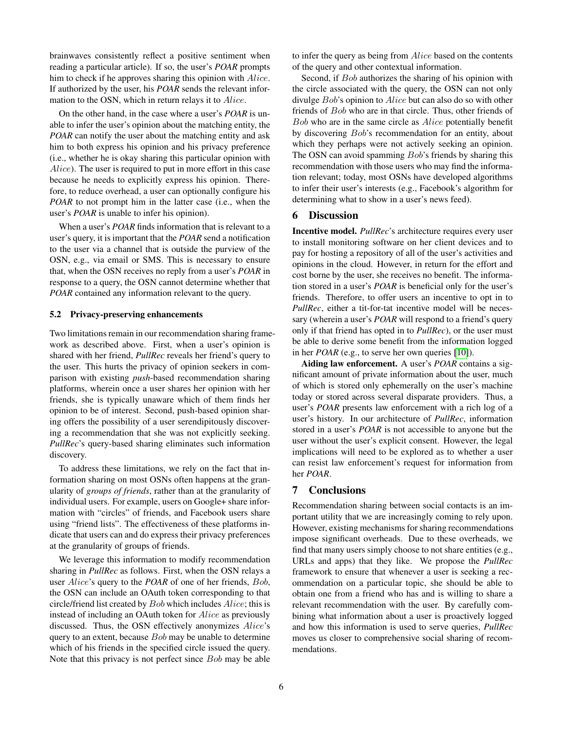brainwaves consistently reflect a positive sentiment when reading a particular article). If so, the user's *POAR* prompts him to check if he approves sharing this opinion with $Alice$. If authorized by the user, his *POAR* sends the relevant information to the OSN, which in return relays it to $Alice$.

On the other hand, in the case where a user's *POAR* is unable to infer the user's opinion about the matching entity, the *POAR* can notify the user about the matching entity and ask him to both express his opinion and his privacy preference (i.e., whether he is okay sharing this particular opinion with $Alice$). The user is required to put in more effort in this case because he needs to explicitly express his opinion. Therefore, to reduce overhead, a user can optionally configure his *POAR* to not prompt him in the latter case (i.e., when the user's *POAR* is unable to infer his opinion).

When a user's *POAR* finds information that is relevant to a user's query, it is important that the *POAR* send a notification to the user via a channel that is outside the purview of the OSN, e.g., via email or SMS. This is necessary to ensure that, when the OSN receives no reply from a user's *POAR* in response to a query, the OSN cannot determine whether that *POAR* contained any information relevant to the query.

### 5.2 Privacy-preserving enhancements

Two limitations remain in our recommendation sharing framework as described above. First, when a user's opinion is shared with her friend, *PullRec* reveals her friend's query to the user. This hurts the privacy of opinion seekers in comparison with existing *push*-based recommendation sharing platforms, wherein once a user shares her opinion with her friends, she is typically unaware which of them finds her opinion to be of interest. Second, push-based opinion sharing offers the possibility of a user serendipitously discovering a recommendation that she was not explicitly seeking. *PullRec*'s query-based sharing eliminates such information discovery.

To address these limitations, we rely on the fact that information sharing on most OSNs often happens at the granularity of *groups of friends*, rather than at the granularity of individual users. For example, users on Google+ share information with "circles" of friends, and Facebook users share using "friend lists". The effectiveness of these platforms indicate that users can and do express their privacy preferences at the granularity of groups of friends.

We leverage this information to modify recommendation sharing in *PullRec* as follows. First, when the OSN relays a user $Alice$'s query to the *POAR* of one of her friends, $Bob$, the OSN can include an OAuth token corresponding to that circle/friend list created by $Bob$ which includes $Alice$; this is instead of including an OAuth token for $Alice$ as previously discussed. Thus, the OSN effectively anonymizes $Alice$'s query to an extent, because $Bob$ may be unable to determine which of his friends in the specified circle issued the query. Note that this privacy is not perfect since $Bob$ may be able to infer the query as being from $Alice$ based on the contents of the query and other contextual information.

Second, if $Bob$ authorizes the sharing of his opinion with the circle associated with the query, the OSN can not only divulge $Bob$'s opinion to $Alice$ but can also do so with other friends of $Bob$ who are in that circle. Thus, other friends of $Bob$ who are in the same circle as $Alice$ potentially benefit by discovering $Bob$'s recommendation for an entity, about which they perhaps were not actively seeking an opinion. The OSN can avoid spamming $Bob$'s friends by sharing this recommendation with those users who may find the information relevant; today, most OSNs have developed algorithms to infer their user's interests (e.g., Facebook's algorithm for determining what to show in a user's news feed).

## 6 Discussion

**Incentive model.** *PullRec*'s architecture requires every user to install monitoring software on her client devices and to pay for hosting a repository of all of the user's activities and opinions in the cloud. However, in return for the effort and cost borne by the user, she receives no benefit. The information stored in a user's *POAR* is beneficial only for the user's friends. Therefore, to offer users an incentive to opt in to *PullRec*, either a tit-for-tat incentive model will be necessary (wherein a user's *POAR* will respond to a friend's query only if that friend has opted in to *PullRec*), or the user must be able to derive some benefit from the information logged in her *POAR* (e.g., to serve her own queries [10]).

**Aiding law enforcement.** A user's *POAR* contains a significant amount of private information about the user, much of which is stored only ephemerally on the user's machine today or stored across several disparate providers. Thus, a user's *POAR* presents law enforcement with a rich log of a user's history. In our architecture of *PullRec*, information stored in a user's *POAR* is not accessible to anyone but the user without the user's explicit consent. However, the legal implications will need to be explored as to whether a user can resist law enforcement's request for information from her *POAR*.

## 7 Conclusions

Recommendation sharing between social contacts is an important utility that we are increasingly coming to rely upon. However, existing mechanisms for sharing recommendations impose significant overheads. Due to these overheads, we find that many users simply choose to not share entities (e.g., URLs and apps) that they like. We propose the *PullRec* framework to ensure that whenever a user is seeking a recommendation on a particular topic, she should be able to obtain one from a friend who has and is willing to share a relevant recommendation with the user. By carefully combining what information about a user is proactively logged and how this information is used to serve queries, *PullRec* moves us closer to comprehensive social sharing of recommendations.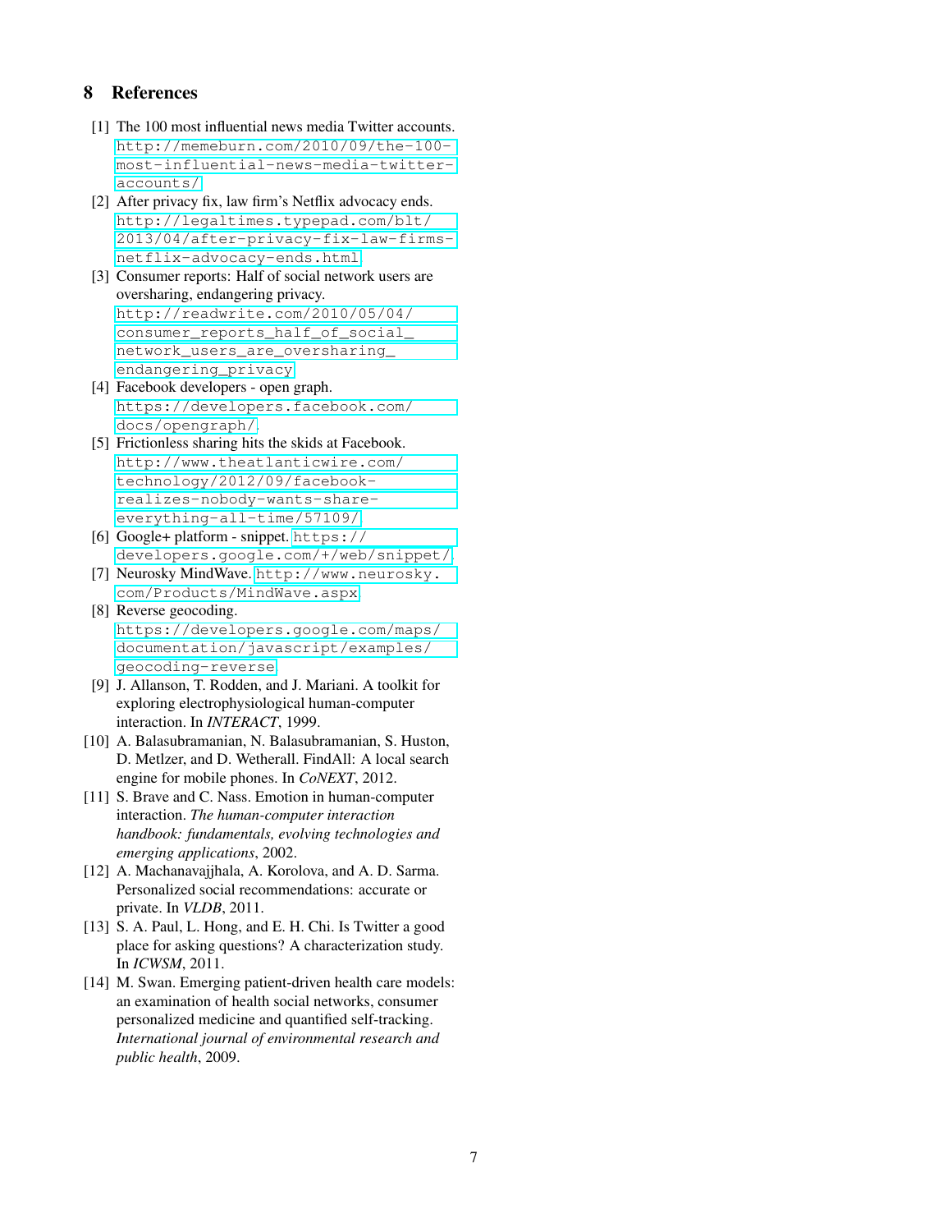## 8 References

[1] The 100 most influential news media Twitter accounts. http://memeburn.com/2010/09/the-100-most-influential-news-media-twitter-accounts/

[2] After privacy fix, law firm's Netflix advocacy ends. http://legaltimes.typepad.com/blt/2013/04/after-privacy-fix-law-firms-netflix-advocacy-ends.html

[3] Consumer reports: Half of social network users are oversharing, endangering privacy. http://readwrite.com/2010/05/04/consumer_reports_half_of_social_network_users_are_oversharing_endangering_privacy

[4] Facebook developers - open graph. https://developers.facebook.com/docs/opengraph/

[5] Frictionless sharing hits the skids at Facebook. http://www.theatlanticwire.com/technology/2012/09/facebook-realizes-nobody-wants-share-everything-all-time/57109/

[6] Google+ platform - snippet. https://developers.google.com/+/web/snippet/

[7] Neurosky MindWave. http://www.neurosky.com/Products/MindWave.aspx

[8] Reverse geocoding. https://developers.google.com/maps/documentation/javascript/examples/geocoding-reverse

[9] J. Allanson, T. Rodden, and J. Mariani. A toolkit for exploring electrophysiological human-computer interaction. In *INTERACT*, 1999.

[10] A. Balasubramanian, N. Balasubramanian, S. Huston, D. Metlzer, and D. Wetherall. FindAll: A local search engine for mobile phones. In *CoNEXT*, 2012.

[11] S. Brave and C. Nass. Emotion in human-computer interaction. *The human-computer interaction handbook: fundamentals, evolving technologies and emerging applications*, 2002.

[12] A. Machanavajjhala, A. Korolova, and A. D. Sarma. Personalized social recommendations: accurate or private. In *VLDB*, 2011.

[13] S. A. Paul, L. Hong, and E. H. Chi. Is Twitter a good place for asking questions? A characterization study. In *ICWSM*, 2011.

[14] M. Swan. Emerging patient-driven health care models: an examination of health social networks, consumer personalized medicine and quantified self-tracking. *International journal of environmental research and public health*, 2009.